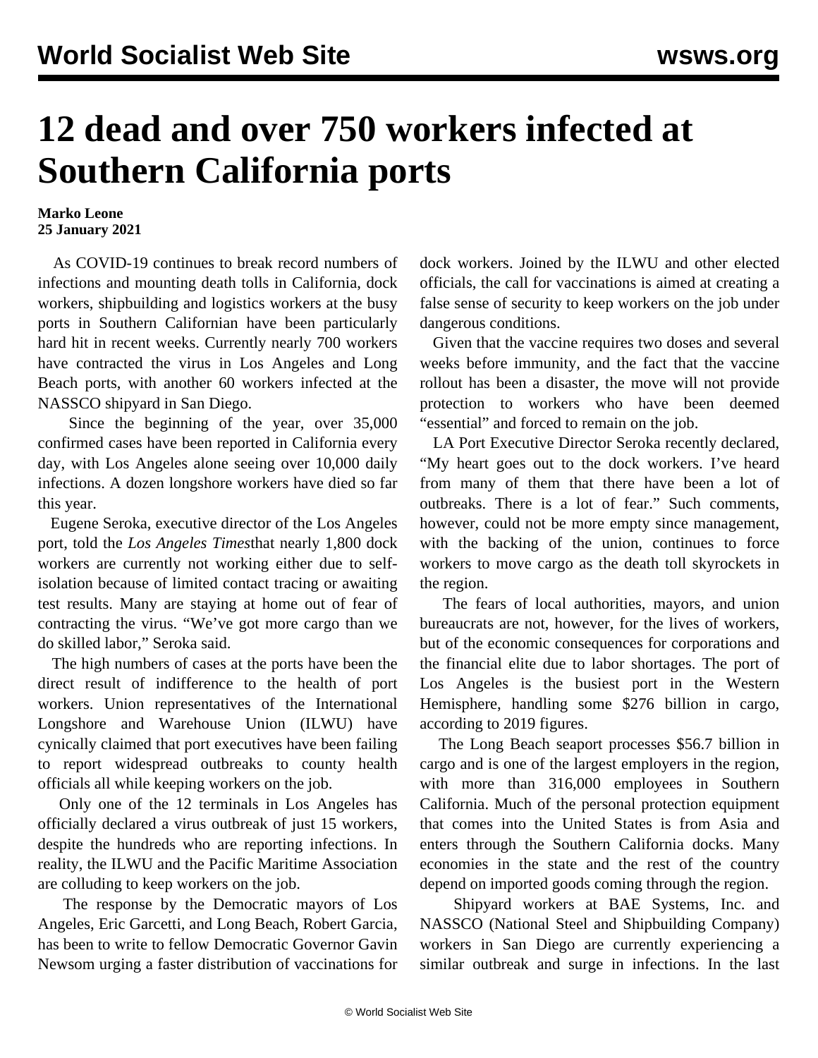# 12 dead and over 750 workers infected at Southern California ports

**Marko Leone**
**25 January 2021**

As COVID-19 continues to break record numbers of infections and mounting death tolls in California, dock workers, shipbuilding and logistics workers at the busy ports in Southern Californian have been particularly hard hit in recent weeks. Currently nearly 700 workers have contracted the virus in Los Angeles and Long Beach ports, with another 60 workers infected at the NASSCO shipyard in San Diego.

Since the beginning of the year, over 35,000 confirmed cases have been reported in California every day, with Los Angeles alone seeing over 10,000 daily infections. A dozen longshore workers have died so far this year.

Eugene Seroka, executive director of the Los Angeles port, told the *Los Angeles Times*that nearly 1,800 dock workers are currently not working either due to self-isolation because of limited contact tracing or awaiting test results. Many are staying at home out of fear of contracting the virus. "We've got more cargo than we do skilled labor," Seroka said.

The high numbers of cases at the ports have been the direct result of indifference to the health of port workers. Union representatives of the International Longshore and Warehouse Union (ILWU) have cynically claimed that port executives have been failing to report widespread outbreaks to county health officials all while keeping workers on the job.

Only one of the 12 terminals in Los Angeles has officially declared a virus outbreak of just 15 workers, despite the hundreds who are reporting infections. In reality, the ILWU and the Pacific Maritime Association are colluding to keep workers on the job.

The response by the Democratic mayors of Los Angeles, Eric Garcetti, and Long Beach, Robert Garcia, has been to write to fellow Democratic Governor Gavin Newsom urging a faster distribution of vaccinations for dock workers. Joined by the ILWU and other elected officials, the call for vaccinations is aimed at creating a false sense of security to keep workers on the job under dangerous conditions.

Given that the vaccine requires two doses and several weeks before immunity, and the fact that the vaccine rollout has been a disaster, the move will not provide protection to workers who have been deemed "essential" and forced to remain on the job.

LA Port Executive Director Seroka recently declared, "My heart goes out to the dock workers. I've heard from many of them that there have been a lot of outbreaks. There is a lot of fear." Such comments, however, could not be more empty since management, with the backing of the union, continues to force workers to move cargo as the death toll skyrockets in the region.

The fears of local authorities, mayors, and union bureaucrats are not, however, for the lives of workers, but of the economic consequences for corporations and the financial elite due to labor shortages. The port of Los Angeles is the busiest port in the Western Hemisphere, handling some $276 billion in cargo, according to 2019 figures.

The Long Beach seaport processes $56.7 billion in cargo and is one of the largest employers in the region, with more than 316,000 employees in Southern California. Much of the personal protection equipment that comes into the United States is from Asia and enters through the Southern California docks. Many economies in the state and the rest of the country depend on imported goods coming through the region.

Shipyard workers at BAE Systems, Inc. and NASSCO (National Steel and Shipbuilding Company) workers in San Diego are currently experiencing a similar outbreak and surge in infections. In the last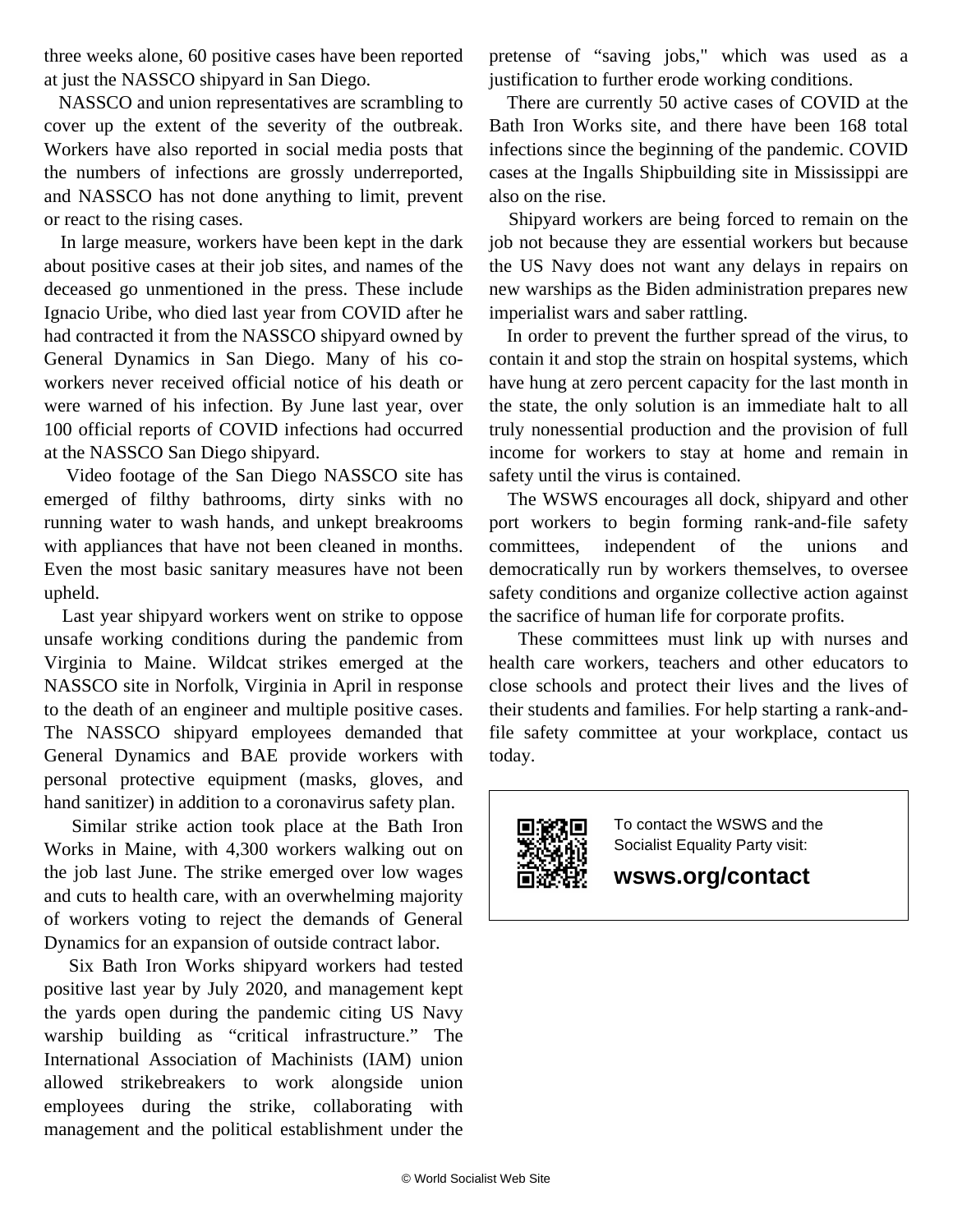three weeks alone, 60 positive cases have been reported at just the NASSCO shipyard in San Diego.

NASSCO and union representatives are scrambling to cover up the extent of the severity of the outbreak. Workers have also reported in social media posts that the numbers of infections are grossly underreported, and NASSCO has not done anything to limit, prevent or react to the rising cases.

In large measure, workers have been kept in the dark about positive cases at their job sites, and names of the deceased go unmentioned in the press. These include Ignacio Uribe, who died last year from COVID after he had contracted it from the NASSCO shipyard owned by General Dynamics in San Diego. Many of his co-workers never received official notice of his death or were warned of his infection. By June last year, over 100 official reports of COVID infections had occurred at the NASSCO San Diego shipyard.

Video footage of the San Diego NASSCO site has emerged of filthy bathrooms, dirty sinks with no running water to wash hands, and unkept breakrooms with appliances that have not been cleaned in months. Even the most basic sanitary measures have not been upheld.

Last year shipyard workers went on strike to oppose unsafe working conditions during the pandemic from Virginia to Maine. Wildcat strikes emerged at the NASSCO site in Norfolk, Virginia in April in response to the death of an engineer and multiple positive cases. The NASSCO shipyard employees demanded that General Dynamics and BAE provide workers with personal protective equipment (masks, gloves, and hand sanitizer) in addition to a coronavirus safety plan.

Similar strike action took place at the Bath Iron Works in Maine, with 4,300 workers walking out on the job last June. The strike emerged over low wages and cuts to health care, with an overwhelming majority of workers voting to reject the demands of General Dynamics for an expansion of outside contract labor.

Six Bath Iron Works shipyard workers had tested positive last year by July 2020, and management kept the yards open during the pandemic citing US Navy warship building as "critical infrastructure." The International Association of Machinists (IAM) union allowed strikebreakers to work alongside union employees during the strike, collaborating with management and the political establishment under the pretense of "saving jobs," which was used as a justification to further erode working conditions.

There are currently 50 active cases of COVID at the Bath Iron Works site, and there have been 168 total infections since the beginning of the pandemic. COVID cases at the Ingalls Shipbuilding site in Mississippi are also on the rise.

Shipyard workers are being forced to remain on the job not because they are essential workers but because the US Navy does not want any delays in repairs on new warships as the Biden administration prepares new imperialist wars and saber rattling.

In order to prevent the further spread of the virus, to contain it and stop the strain on hospital systems, which have hung at zero percent capacity for the last month in the state, the only solution is an immediate halt to all truly nonessential production and the provision of full income for workers to stay at home and remain in safety until the virus is contained.

The WSWS encourages all dock, shipyard and other port workers to begin forming rank-and-file safety committees, independent of the unions and democratically run by workers themselves, to oversee safety conditions and organize collective action against the sacrifice of human life for corporate profits.

These committees must link up with nurses and health care workers, teachers and other educators to close schools and protect their lives and the lives of their students and families. For help starting a rank-and-file safety committee at your workplace, contact us today.

To contact the WSWS and the Socialist Equality Party visit:

**wsws.org/contact**